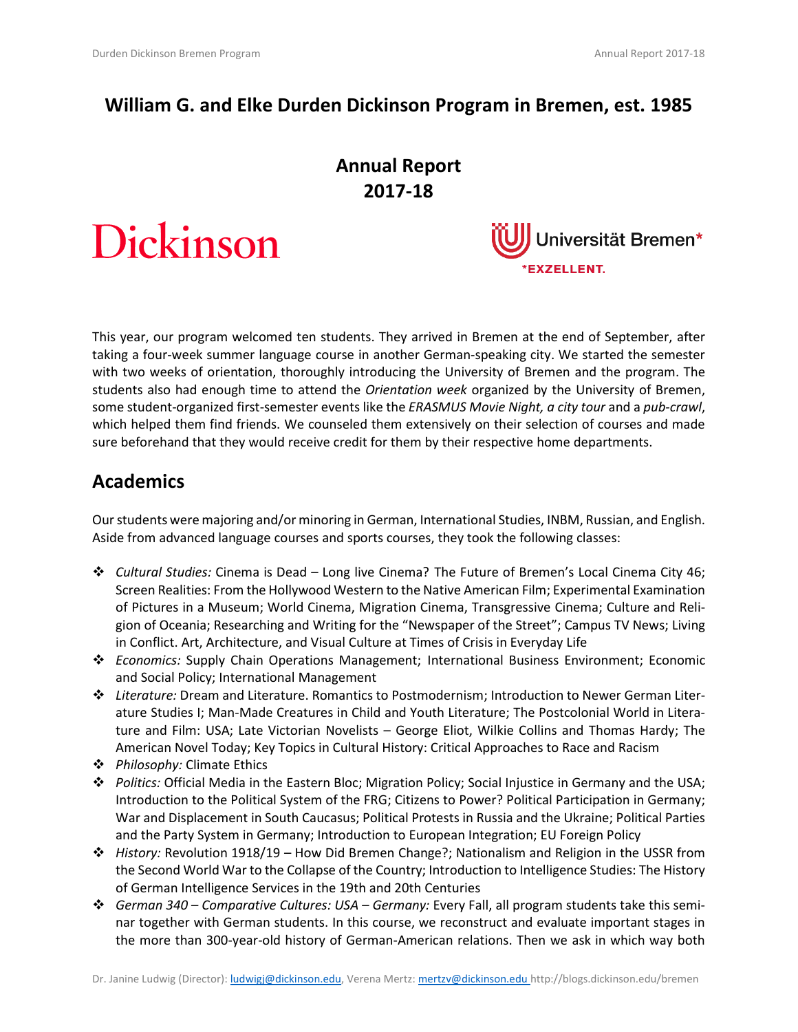# William G. and Elke Durden Dickinson Program in Bremen, est. 1985

## Annual Report 2017-18

Dickinson

Universität Bremen* *EXZELLENT.

This year, our program welcomed ten students. They arrived in Bremen at the end of September, after taking a four-week summer language course in another German-speaking city. We started the semester with two weeks of orientation, thoroughly introducing the University of Bremen and the program. The students also had enough time to attend the *Orientation week* organized by the University of Bremen, some student-organized first-semester events like the *ERASMUS Movie Night, a city tour* and a *pub-crawl*, which helped them find friends. We counseled them extensively on their selection of courses and made sure beforehand that they would receive credit for them by their respective home departments.

## Academics

Our students were majoring and/or minoring in German, International Studies, INBM, Russian, and English. Aside from advanced language courses and sports courses, they took the following classes:

- *Cultural Studies:* Cinema is Dead – Long live Cinema? The Future of Bremen's Local Cinema City 46; Screen Realities: From the Hollywood Western to the Native American Film; Experimental Examination of Pictures in a Museum; World Cinema, Migration Cinema, Transgressive Cinema; Culture and Religion of Oceania; Researching and Writing for the "Newspaper of the Street"; Campus TV News; Living in Conflict. Art, Architecture, and Visual Culture at Times of Crisis in Everyday Life
- *Economics:* Supply Chain Operations Management; International Business Environment; Economic and Social Policy; International Management
- *Literature:* Dream and Literature. Romantics to Postmodernism; Introduction to Newer German Literature Studies I; Man-Made Creatures in Child and Youth Literature; The Postcolonial World in Literature and Film: USA; Late Victorian Novelists – George Eliot, Wilkie Collins and Thomas Hardy; The American Novel Today; Key Topics in Cultural History: Critical Approaches to Race and Racism
- *Philosophy:* Climate Ethics
- *Politics:* Official Media in the Eastern Bloc; Migration Policy; Social Injustice in Germany and the USA; Introduction to the Political System of the FRG; Citizens to Power? Political Participation in Germany; War and Displacement in South Caucasus; Political Protests in Russia and the Ukraine; Political Parties and the Party System in Germany; Introduction to European Integration; EU Foreign Policy
- *History:* Revolution 1918/19 – How Did Bremen Change?; Nationalism and Religion in the USSR from the Second World War to the Collapse of the Country; Introduction to Intelligence Studies: The History of German Intelligence Services in the 19th and 20th Centuries
- *German 340 – Comparative Cultures: USA – Germany:* Every Fall, all program students take this seminar together with German students. In this course, we reconstruct and evaluate important stages in the more than 300-year-old history of German-American relations. Then we ask in which way both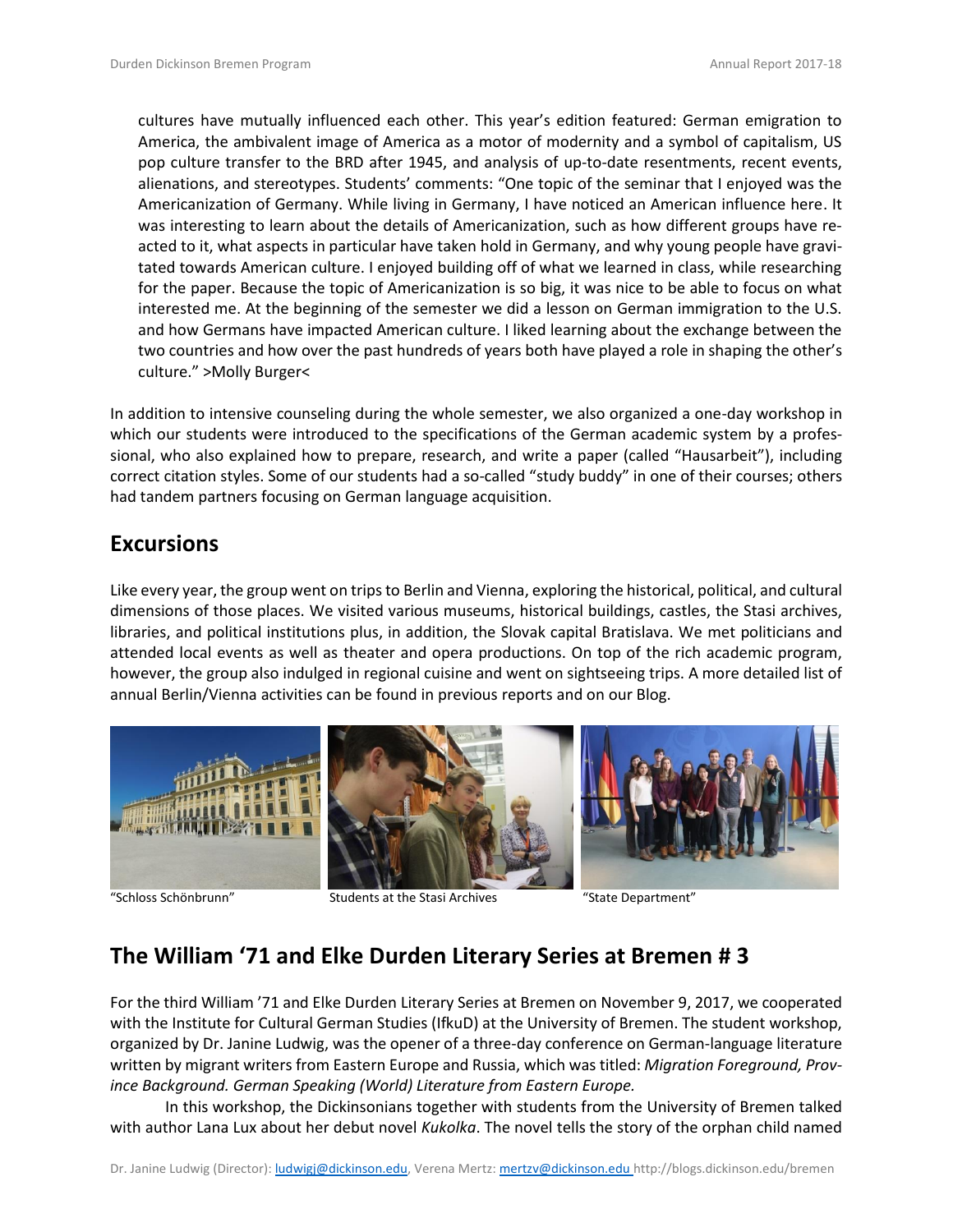cultures have mutually influenced each other. This year's edition featured: German emigration to America, the ambivalent image of America as a motor of modernity and a symbol of capitalism, US pop culture transfer to the BRD after 1945, and analysis of up-to-date resentments, recent events, alienations, and stereotypes. Students' comments: "One topic of the seminar that I enjoyed was the Americanization of Germany. While living in Germany, I have noticed an American influence here. It was interesting to learn about the details of Americanization, such as how different groups have reacted to it, what aspects in particular have taken hold in Germany, and why young people have gravitated towards American culture. I enjoyed building off of what we learned in class, while researching for the paper. Because the topic of Americanization is so big, it was nice to be able to focus on what interested me. At the beginning of the semester we did a lesson on German immigration to the U.S. and how Germans have impacted American culture. I liked learning about the exchange between the two countries and how over the past hundreds of years both have played a role in shaping the other's culture." >Molly Burger<

In addition to intensive counseling during the whole semester, we also organized a one-day workshop in which our students were introduced to the specifications of the German academic system by a professional, who also explained how to prepare, research, and write a paper (called "Hausarbeit"), including correct citation styles. Some of our students had a so-called "study buddy" in one of their courses; others had tandem partners focusing on German language acquisition.

## Excursions

Like every year, the group went on trips to Berlin and Vienna, exploring the historical, political, and cultural dimensions of those places. We visited various museums, historical buildings, castles, the Stasi archives, libraries, and political institutions plus, in addition, the Slovak capital Bratislava. We met politicians and attended local events as well as theater and opera productions. On top of the rich academic program, however, the group also indulged in regional cuisine and went on sightseeing trips. A more detailed list of annual Berlin/Vienna activities can be found in previous reports and on our Blog.

"Schloss Schönbrunn"

Students at the Stasi Archives

"State Department"

## The William '71 and Elke Durden Literary Series at Bremen # 3

For the third William '71 and Elke Durden Literary Series at Bremen on November 9, 2017, we cooperated with the Institute for Cultural German Studies (IfkuD) at the University of Bremen. The student workshop, organized by Dr. Janine Ludwig, was the opener of a three-day conference on German-language literature written by migrant writers from Eastern Europe and Russia, which was titled: *Migration Foreground, Province Background. German Speaking (World) Literature from Eastern Europe.*

In this workshop, the Dickinsonians together with students from the University of Bremen talked with author Lana Lux about her debut novel *Kukolka*. The novel tells the story of the orphan child named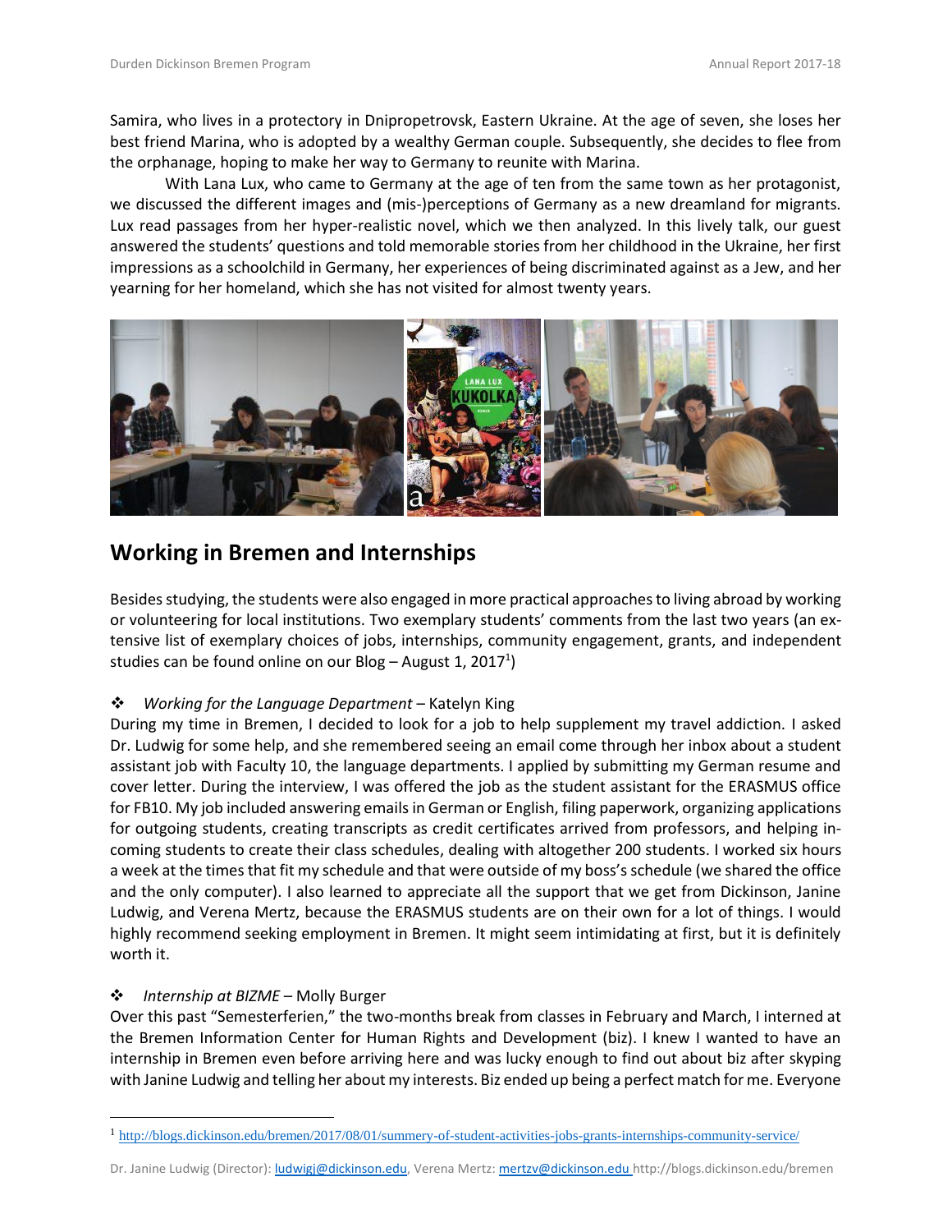Samira, who lives in a protectory in Dnipropetrovsk, Eastern Ukraine. At the age of seven, she loses her best friend Marina, who is adopted by a wealthy German couple. Subsequently, she decides to flee from the orphanage, hoping to make her way to Germany to reunite with Marina.

With Lana Lux, who came to Germany at the age of ten from the same town as her protagonist, we discussed the different images and (mis-)perceptions of Germany as a new dreamland for migrants. Lux read passages from her hyper-realistic novel, which we then analyzed. In this lively talk, our guest answered the students' questions and told memorable stories from her childhood in the Ukraine, her first impressions as a schoolchild in Germany, her experiences of being discriminated against as a Jew, and her yearning for her homeland, which she has not visited for almost twenty years.

## Working in Bremen and Internships

Besides studying, the students were also engaged in more practical approaches to living abroad by working or volunteering for local institutions. Two exemplary students' comments from the last two years (an extensive list of exemplary choices of jobs, internships, community engagement, grants, and independent studies can be found online on our Blog – August 1, 2017[1])

❖ *Working for the Language Department* – Katelyn King

During my time in Bremen, I decided to look for a job to help supplement my travel addiction. I asked Dr. Ludwig for some help, and she remembered seeing an email come through her inbox about a student assistant job with Faculty 10, the language departments. I applied by submitting my German resume and cover letter. During the interview, I was offered the job as the student assistant for the ERASMUS office for FB10. My job included answering emails in German or English, filing paperwork, organizing applications for outgoing students, creating transcripts as credit certificates arrived from professors, and helping incoming students to create their class schedules, dealing with altogether 200 students. I worked six hours a week at the times that fit my schedule and that were outside of my boss's schedule (we shared the office and the only computer). I also learned to appreciate all the support that we get from Dickinson, Janine Ludwig, and Verena Mertz, because the ERASMUS students are on their own for a lot of things. I would highly recommend seeking employment in Bremen. It might seem intimidating at first, but it is definitely worth it.

❖ *Internship at BIZME* – Molly Burger

Over this past "Semesterferien," the two-months break from classes in February and March, I interned at the Bremen Information Center for Human Rights and Development (biz). I knew I wanted to have an internship in Bremen even before arriving here and was lucky enough to find out about biz after skyping with Janine Ludwig and telling her about my interests. Biz ended up being a perfect match for me. Everyone

[1] http://blogs.dickinson.edu/bremen/2017/08/01/summery-of-student-activities-jobs-grants-internships-community-service/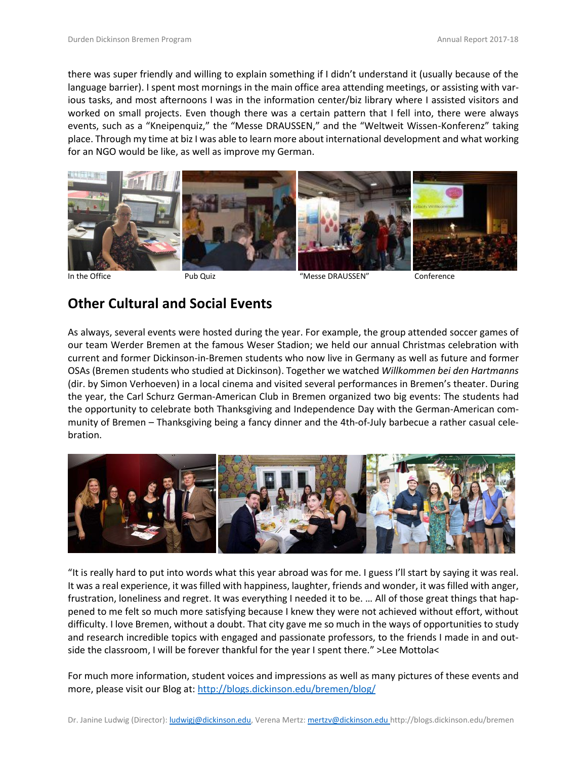there was super friendly and willing to explain something if I didn't understand it (usually because of the language barrier). I spent most mornings in the main office area attending meetings, or assisting with various tasks, and most afternoons I was in the information center/biz library where I assisted visitors and worked on small projects. Even though there was a certain pattern that I fell into, there were always events, such as a "Kneipenquiz," the "Messe DRAUSSEN," and the "Weltweit Wissen-Konferenz" taking place. Through my time at biz I was able to learn more about international development and what working for an NGO would be like, as well as improve my German.

In the Office

Pub Quiz

"Messe DRAUSSEN"

Conference

## Other Cultural and Social Events

As always, several events were hosted during the year. For example, the group attended soccer games of our team Werder Bremen at the famous Weser Stadion; we held our annual Christmas celebration with current and former Dickinson-in-Bremen students who now live in Germany as well as future and former OSAs (Bremen students who studied at Dickinson). Together we watched *Willkommen bei den Hartmanns* (dir. by Simon Verhoeven) in a local cinema and visited several performances in Bremen's theater. During the year, the Carl Schurz German-American Club in Bremen organized two big events: The students had the opportunity to celebrate both Thanksgiving and Independence Day with the German-American community of Bremen – Thanksgiving being a fancy dinner and the 4th-of-July barbecue a rather casual celebration.

"It is really hard to put into words what this year abroad was for me. I guess I'll start by saying it was real. It was a real experience, it was filled with happiness, laughter, friends and wonder, it was filled with anger, frustration, loneliness and regret. It was everything I needed it to be. … All of those great things that happened to me felt so much more satisfying because I knew they were not achieved without effort, without difficulty. I love Bremen, without a doubt. That city gave me so much in the ways of opportunities to study and research incredible topics with engaged and passionate professors, to the friends I made in and outside the classroom, I will be forever thankful for the year I spent there." >Lee Mottola<

For much more information, student voices and impressions as well as many pictures of these events and more, please visit our Blog at: http://blogs.dickinson.edu/bremen/blog/